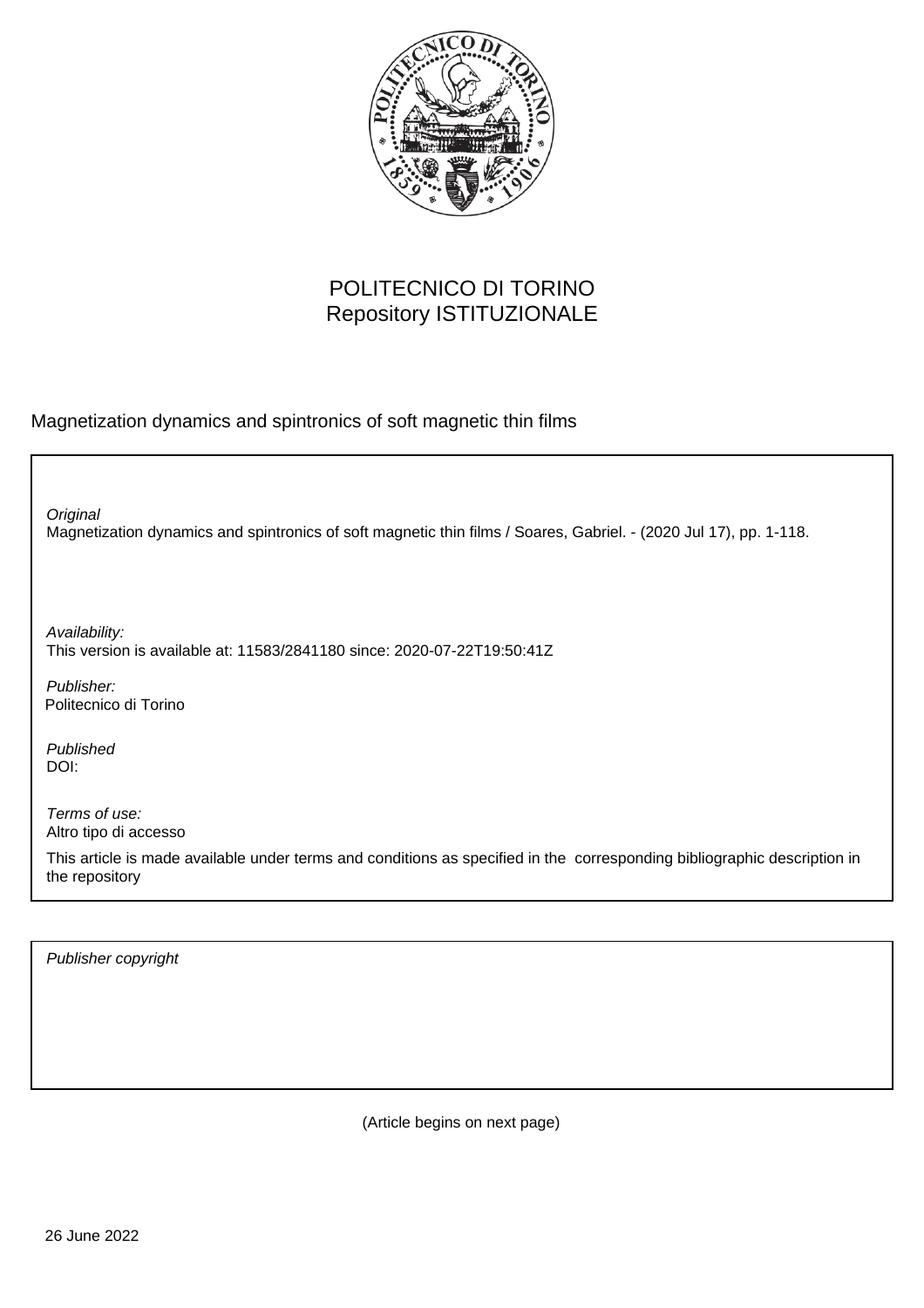POLITECNICO DI TORINO
Repository ISTITUZIONALE

Magnetization dynamics and spintronics of soft magnetic thin films

*Original*
Magnetization dynamics and spintronics of soft magnetic thin films / Soares, Gabriel. - (2020 Jul 17), pp. 1-118.

*Availability:*
This version is available at: 11583/2841180 since: 2020-07-22T19:50:41Z

*Publisher:*
Politecnico di Torino

*Published*
DOI:

*Terms of use:*
Altro tipo di accesso

This article is made available under terms and conditions as specified in the corresponding bibliographic description in the repository

*Publisher copyright*

(Article begins on next page)

26 June 2022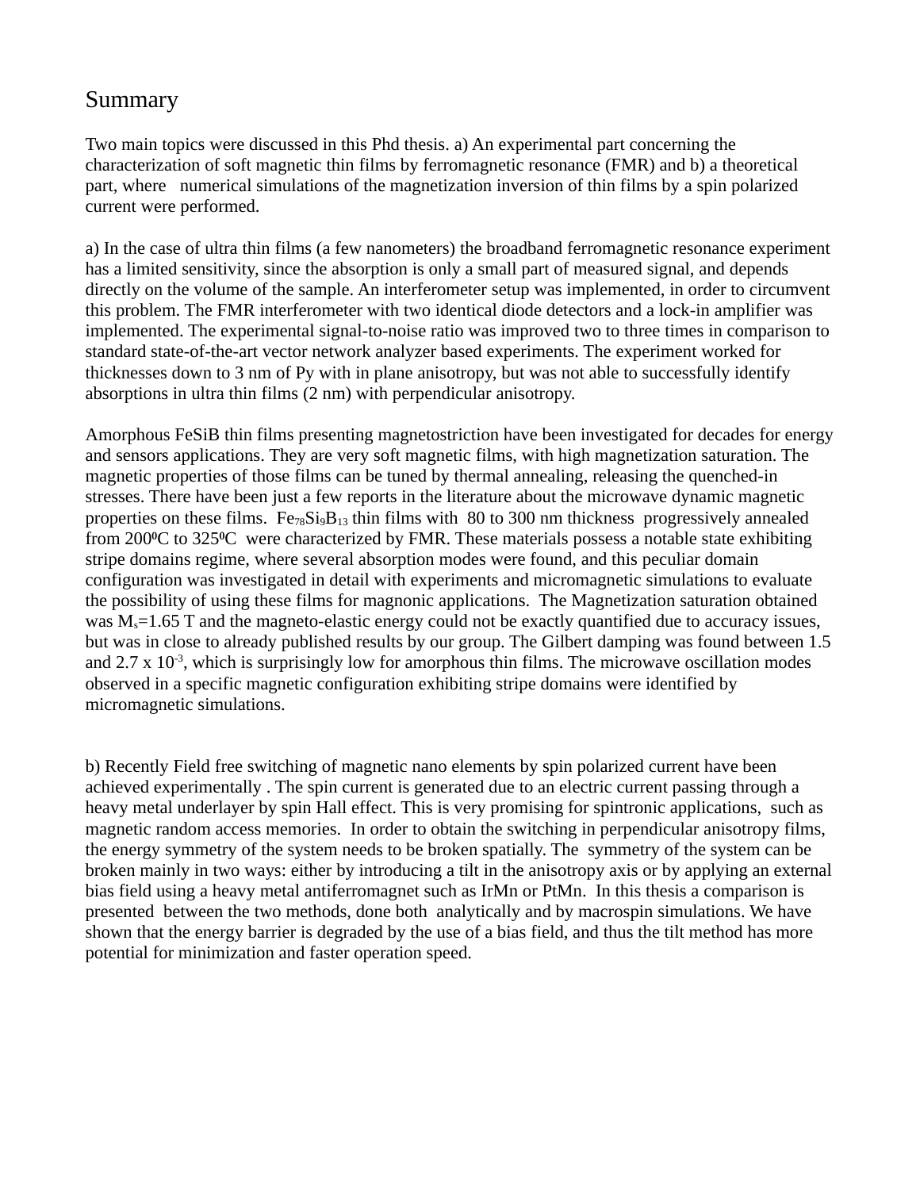# Summary

Two main topics were discussed in this Phd thesis. a) An experimental part concerning the characterization of soft magnetic thin films by ferromagnetic resonance (FMR) and b) a theoretical part, where numerical simulations of the magnetization inversion of thin films by a spin polarized current were performed.

a) In the case of ultra thin films (a few nanometers) the broadband ferromagnetic resonance experiment has a limited sensitivity, since the absorption is only a small part of measured signal, and depends directly on the volume of the sample. An interferometer setup was implemented, in order to circumvent this problem. The FMR interferometer with two identical diode detectors and a lock-in amplifier was implemented. The experimental signal-to-noise ratio was improved two to three times in comparison to standard state-of-the-art vector network analyzer based experiments. The experiment worked for thicknesses down to 3 nm of Py with in plane anisotropy, but was not able to successfully identify absorptions in ultra thin films (2 nm) with perpendicular anisotropy.

Amorphous FeSiB thin films presenting magnetostriction have been investigated for decades for energy and sensors applications. They are very soft magnetic films, with high magnetization saturation. The magnetic properties of those films can be tuned by thermal annealing, releasing the quenched-in stresses. There have been just a few reports in the literature about the microwave dynamic magnetic properties on these films. $Fe_{78}Si_9B_{13}$ thin films with 80 to 300 nm thickness progressively annealed from 200⁰C to 325⁰C were characterized by FMR. These materials possess a notable state exhibiting stripe domains regime, where several absorption modes were found, and this peculiar domain configuration was investigated in detail with experiments and micromagnetic simulations to evaluate the possibility of using these films for magnonic applications. The Magnetization saturation obtained was $M_s$=1.65 T and the magneto-elastic energy could not be exactly quantified due to accuracy issues, but was in close to already published results by our group. The Gilbert damping was found between 1.5 and 2.7 x $10^{-3}$, which is surprisingly low for amorphous thin films. The microwave oscillation modes observed in a specific magnetic configuration exhibiting stripe domains were identified by micromagnetic simulations.

b) Recently Field free switching of magnetic nano elements by spin polarized current have been achieved experimentally . The spin current is generated due to an electric current passing through a heavy metal underlayer by spin Hall effect. This is very promising for spintronic applications, such as magnetic random access memories. In order to obtain the switching in perpendicular anisotropy films, the energy symmetry of the system needs to be broken spatially. The symmetry of the system can be broken mainly in two ways: either by introducing a tilt in the anisotropy axis or by applying an external bias field using a heavy metal antiferromagnet such as IrMn or PtMn. In this thesis a comparison is presented between the two methods, done both analytically and by macrospin simulations. We have shown that the energy barrier is degraded by the use of a bias field, and thus the tilt method has more potential for minimization and faster operation speed.